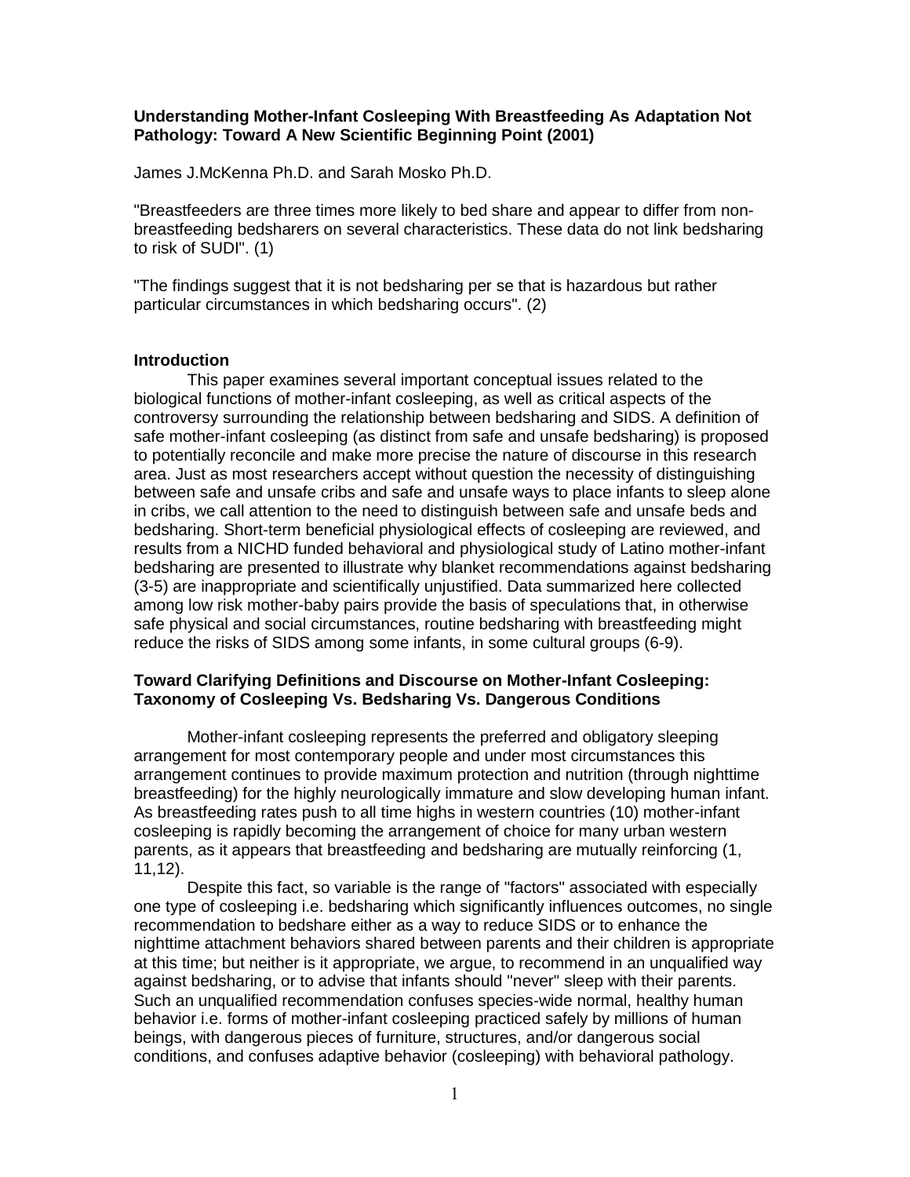**Understanding Mother-Infant Cosleeping With Breastfeeding As Adaptation Not Pathology: Toward A New Scientific Beginning Point (2001)**

James J.McKenna Ph.D. and Sarah Mosko Ph.D.

"Breastfeeders are three times more likely to bed share and appear to differ from non-breastfeeding bedsharers on several characteristics. These data do not link bedsharing to risk of SUDI". (1)

"The findings suggest that it is not bedsharing per se that is hazardous but rather particular circumstances in which bedsharing occurs". (2)

## Introduction

This paper examines several important conceptual issues related to the biological functions of mother-infant cosleeping, as well as critical aspects of the controversy surrounding the relationship between bedsharing and SIDS. A definition of safe mother-infant cosleeping (as distinct from safe and unsafe bedsharing) is proposed to potentially reconcile and make more precise the nature of discourse in this research area. Just as most researchers accept without question the necessity of distinguishing between safe and unsafe cribs and safe and unsafe ways to place infants to sleep alone in cribs, we call attention to the need to distinguish between safe and unsafe beds and bedsharing. Short-term beneficial physiological effects of cosleeping are reviewed, and results from a NICHD funded behavioral and physiological study of Latino mother-infant bedsharing are presented to illustrate why blanket recommendations against bedsharing (3-5) are inappropriate and scientifically unjustified. Data summarized here collected among low risk mother-baby pairs provide the basis of speculations that, in otherwise safe physical and social circumstances, routine bedsharing with breastfeeding might reduce the risks of SIDS among some infants, in some cultural groups (6-9).

## Toward Clarifying Definitions and Discourse on Mother-Infant Cosleeping: Taxonomy of Cosleeping Vs. Bedsharing Vs. Dangerous Conditions

Mother-infant cosleeping represents the preferred and obligatory sleeping arrangement for most contemporary people and under most circumstances this arrangement continues to provide maximum protection and nutrition (through nighttime breastfeeding) for the highly neurologically immature and slow developing human infant. As breastfeeding rates push to all time highs in western countries (10) mother-infant cosleeping is rapidly becoming the arrangement of choice for many urban western parents, as it appears that breastfeeding and bedsharing are mutually reinforcing (1, 11,12).

Despite this fact, so variable is the range of "factors" associated with especially one type of cosleeping i.e. bedsharing which significantly influences outcomes, no single recommendation to bedshare either as a way to reduce SIDS or to enhance the nighttime attachment behaviors shared between parents and their children is appropriate at this time; but neither is it appropriate, we argue, to recommend in an unqualified way against bedsharing, or to advise that infants should "never" sleep with their parents. Such an unqualified recommendation confuses species-wide normal, healthy human behavior i.e. forms of mother-infant cosleeping practiced safely by millions of human beings, with dangerous pieces of furniture, structures, and/or dangerous social conditions, and confuses adaptive behavior (cosleeping) with behavioral pathology.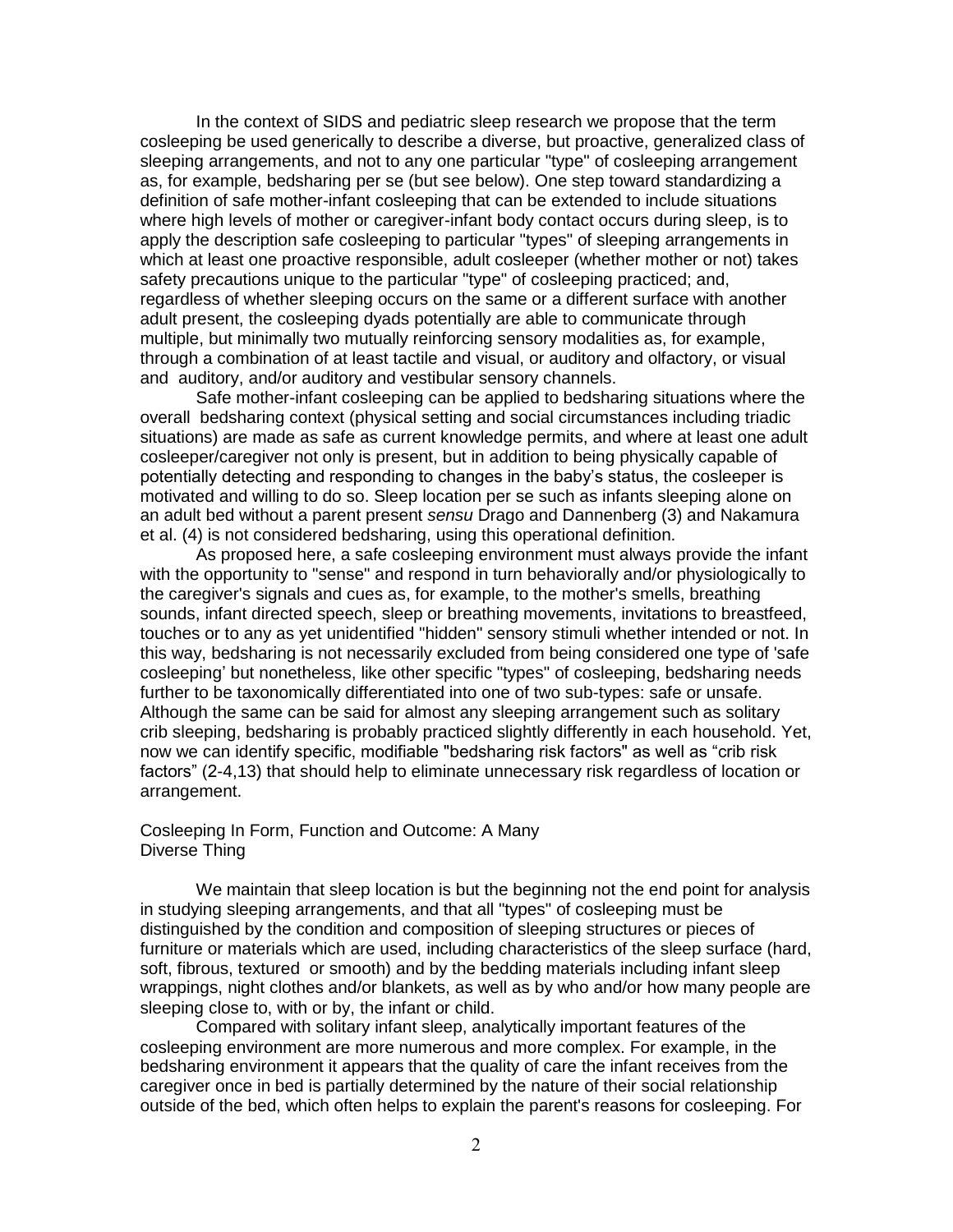In the context of SIDS and pediatric sleep research we propose that the term cosleeping be used generically to describe a diverse, but proactive, generalized class of sleeping arrangements, and not to any one particular "type" of cosleeping arrangement as, for example, bedsharing per se (but see below). One step toward standardizing a definition of safe mother-infant cosleeping that can be extended to include situations where high levels of mother or caregiver-infant body contact occurs during sleep, is to apply the description safe cosleeping to particular "types" of sleeping arrangements in which at least one proactive responsible, adult cosleeper (whether mother or not) takes safety precautions unique to the particular "type" of cosleeping practiced; and, regardless of whether sleeping occurs on the same or a different surface with another adult present, the cosleeping dyads potentially are able to communicate through multiple, but minimally two mutually reinforcing sensory modalities as, for example, through a combination of at least tactile and visual, or auditory and olfactory, or visual and auditory, and/or auditory and vestibular sensory channels.

Safe mother-infant cosleeping can be applied to bedsharing situations where the overall bedsharing context (physical setting and social circumstances including triadic situations) are made as safe as current knowledge permits, and where at least one adult cosleeper/caregiver not only is present, but in addition to being physically capable of potentially detecting and responding to changes in the baby's status, the cosleeper is motivated and willing to do so. Sleep location per se such as infants sleeping alone on an adult bed without a parent present *sensu* Drago and Dannenberg (3) and Nakamura et al. (4) is not considered bedsharing, using this operational definition.

As proposed here, a safe cosleeping environment must always provide the infant with the opportunity to "sense" and respond in turn behaviorally and/or physiologically to the caregiver's signals and cues as, for example, to the mother's smells, breathing sounds, infant directed speech, sleep or breathing movements, invitations to breastfeed, touches or to any as yet unidentified "hidden" sensory stimuli whether intended or not. In this way, bedsharing is not necessarily excluded from being considered one type of 'safe cosleeping' but nonetheless, like other specific "types" of cosleeping, bedsharing needs further to be taxonomically differentiated into one of two sub-types: safe or unsafe. Although the same can be said for almost any sleeping arrangement such as solitary crib sleeping, bedsharing is probably practiced slightly differently in each household. Yet, now we can identify specific, modifiable "bedsharing risk factors" as well as "crib risk factors" (2-4,13) that should help to eliminate unnecessary risk regardless of location or arrangement.

## Cosleeping In Form, Function and Outcome: A Many Diverse Thing

We maintain that sleep location is but the beginning not the end point for analysis in studying sleeping arrangements, and that all "types" of cosleeping must be distinguished by the condition and composition of sleeping structures or pieces of furniture or materials which are used, including characteristics of the sleep surface (hard, soft, fibrous, textured or smooth) and by the bedding materials including infant sleep wrappings, night clothes and/or blankets, as well as by who and/or how many people are sleeping close to, with or by, the infant or child.

Compared with solitary infant sleep, analytically important features of the cosleeping environment are more numerous and more complex. For example, in the bedsharing environment it appears that the quality of care the infant receives from the caregiver once in bed is partially determined by the nature of their social relationship outside of the bed, which often helps to explain the parent's reasons for cosleeping. For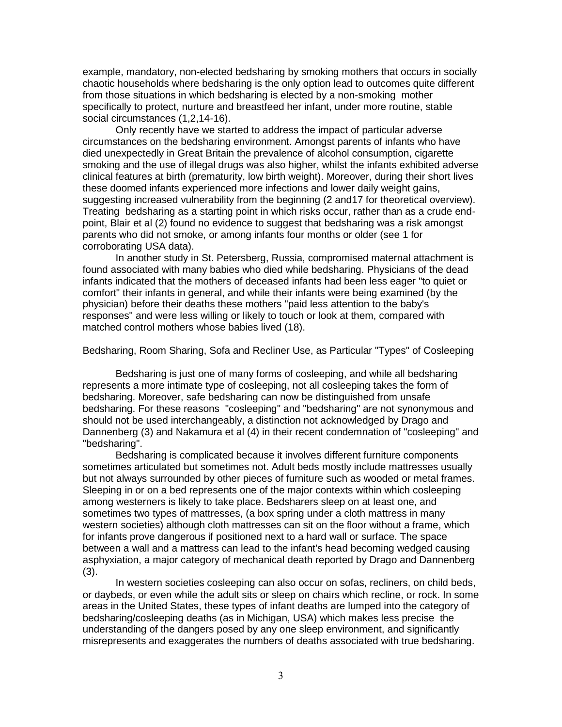example, mandatory, non-elected bedsharing by smoking mothers that occurs in socially chaotic households where bedsharing is the only option lead to outcomes quite different from those situations in which bedsharing is elected by a non-smoking mother specifically to protect, nurture and breastfeed her infant, under more routine, stable social circumstances (1,2,14-16).

Only recently have we started to address the impact of particular adverse circumstances on the bedsharing environment. Amongst parents of infants who have died unexpectedly in Great Britain the prevalence of alcohol consumption, cigarette smoking and the use of illegal drugs was also higher, whilst the infants exhibited adverse clinical features at birth (prematurity, low birth weight). Moreover, during their short lives these doomed infants experienced more infections and lower daily weight gains, suggesting increased vulnerability from the beginning (2 and17 for theoretical overview). Treating bedsharing as a starting point in which risks occur, rather than as a crude end-point, Blair et al (2) found no evidence to suggest that bedsharing was a risk amongst parents who did not smoke, or among infants four months or older (see 1 for corroborating USA data).

In another study in St. Petersberg, Russia, compromised maternal attachment is found associated with many babies who died while bedsharing. Physicians of the dead infants indicated that the mothers of deceased infants had been less eager "to quiet or comfort" their infants in general, and while their infants were being examined (by the physician) before their deaths these mothers "paid less attention to the baby's responses" and were less willing or likely to touch or look at them, compared with matched control mothers whose babies lived (18).

Bedsharing, Room Sharing, Sofa and Recliner Use, as Particular "Types" of Cosleeping

Bedsharing is just one of many forms of cosleeping, and while all bedsharing represents a more intimate type of cosleeping, not all cosleeping takes the form of bedsharing. Moreover, safe bedsharing can now be distinguished from unsafe bedsharing. For these reasons "cosleeping" and "bedsharing" are not synonymous and should not be used interchangeably, a distinction not acknowledged by Drago and Dannenberg (3) and Nakamura et al (4) in their recent condemnation of "cosleeping" and "bedsharing".

Bedsharing is complicated because it involves different furniture components sometimes articulated but sometimes not. Adult beds mostly include mattresses usually but not always surrounded by other pieces of furniture such as wooded or metal frames. Sleeping in or on a bed represents one of the major contexts within which cosleeping among westerners is likely to take place. Bedsharers sleep on at least one, and sometimes two types of mattresses, (a box spring under a cloth mattress in many western societies) although cloth mattresses can sit on the floor without a frame, which for infants prove dangerous if positioned next to a hard wall or surface. The space between a wall and a mattress can lead to the infant's head becoming wedged causing asphyxiation, a major category of mechanical death reported by Drago and Dannenberg (3).

In western societies cosleeping can also occur on sofas, recliners, on child beds, or daybeds, or even while the adult sits or sleep on chairs which recline, or rock. In some areas in the United States, these types of infant deaths are lumped into the category of bedsharing/cosleeping deaths (as in Michigan, USA) which makes less precise the understanding of the dangers posed by any one sleep environment, and significantly misrepresents and exaggerates the numbers of deaths associated with true bedsharing.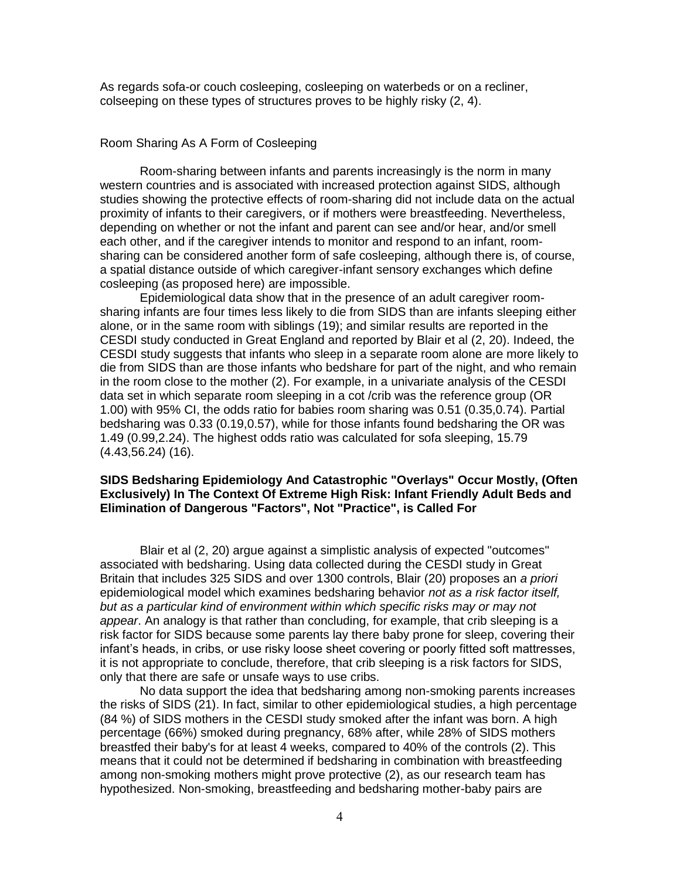As regards sofa-or couch cosleeping, cosleeping on waterbeds or on a recliner, colseeping on these types of structures proves to be highly risky (2, 4).

Room Sharing As A Form of Cosleeping

Room-sharing between infants and parents increasingly is the norm in many western countries and is associated with increased protection against SIDS, although studies showing the protective effects of room-sharing did not include data on the actual proximity of infants to their caregivers, or if mothers were breastfeeding. Nevertheless, depending on whether or not the infant and parent can see and/or hear, and/or smell each other, and if the caregiver intends to monitor and respond to an infant, room-sharing can be considered another form of safe cosleeping, although there is, of course, a spatial distance outside of which caregiver-infant sensory exchanges which define cosleeping (as proposed here) are impossible.

Epidemiological data show that in the presence of an adult caregiver room-sharing infants are four times less likely to die from SIDS than are infants sleeping either alone, or in the same room with siblings (19); and similar results are reported in the CESDI study conducted in Great England and reported by Blair et al (2, 20). Indeed, the CESDI study suggests that infants who sleep in a separate room alone are more likely to die from SIDS than are those infants who bedshare for part of the night, and who remain in the room close to the mother (2). For example, in a univariate analysis of the CESDI data set in which separate room sleeping in a cot /crib was the reference group (OR 1.00) with 95% CI, the odds ratio for babies room sharing was 0.51 (0.35,0.74). Partial bedsharing was 0.33 (0.19,0.57), while for those infants found bedsharing the OR was 1.49 (0.99,2.24). The highest odds ratio was calculated for sofa sleeping, 15.79 (4.43,56.24) (16).

**SIDS Bedsharing Epidemiology And Catastrophic "Overlays" Occur Mostly, (Often Exclusively) In The Context Of Extreme High Risk: Infant Friendly Adult Beds and Elimination of Dangerous "Factors", Not "Practice", is Called For**

Blair et al (2, 20) argue against a simplistic analysis of expected "outcomes" associated with bedsharing. Using data collected during the CESDI study in Great Britain that includes 325 SIDS and over 1300 controls, Blair (20) proposes an *a priori* epidemiological model which examines bedsharing behavior *not as a risk factor itself, but as a particular kind of environment within which specific risks may or may not appear*. An analogy is that rather than concluding, for example, that crib sleeping is a risk factor for SIDS because some parents lay there baby prone for sleep, covering their infant's heads, in cribs, or use risky loose sheet covering or poorly fitted soft mattresses, it is not appropriate to conclude, therefore, that crib sleeping is a risk factors for SIDS, only that there are safe or unsafe ways to use cribs.

No data support the idea that bedsharing among non-smoking parents increases the risks of SIDS (21). In fact, similar to other epidemiological studies, a high percentage (84 %) of SIDS mothers in the CESDI study smoked after the infant was born. A high percentage (66%) smoked during pregnancy, 68% after, while 28% of SIDS mothers breastfed their baby's for at least 4 weeks, compared to 40% of the controls (2). This means that it could not be determined if bedsharing in combination with breastfeeding among non-smoking mothers might prove protective (2), as our research team has hypothesized. Non-smoking, breastfeeding and bedsharing mother-baby pairs are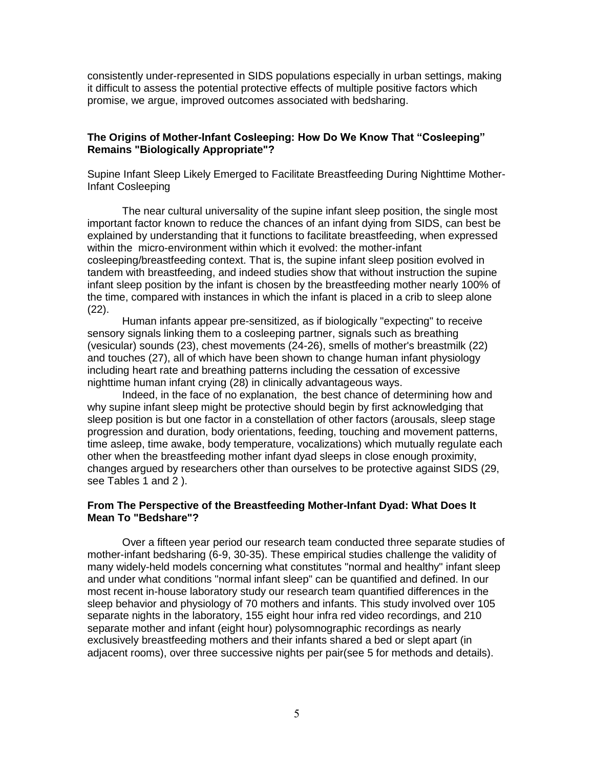consistently under-represented in SIDS populations especially in urban settings, making it difficult to assess the potential protective effects of multiple positive factors which promise, we argue, improved outcomes associated with bedsharing.

### The Origins of Mother-Infant Cosleeping: How Do We Know That "Cosleeping" Remains "Biologically Appropriate"?

Supine Infant Sleep Likely Emerged to Facilitate Breastfeeding During Nighttime Mother-Infant Cosleeping

The near cultural universality of the supine infant sleep position, the single most important factor known to reduce the chances of an infant dying from SIDS, can best be explained by understanding that it functions to facilitate breastfeeding, when expressed within the micro-environment within which it evolved: the mother-infant cosleeping/breastfeeding context. That is, the supine infant sleep position evolved in tandem with breastfeeding, and indeed studies show that without instruction the supine infant sleep position by the infant is chosen by the breastfeeding mother nearly 100% of the time, compared with instances in which the infant is placed in a crib to sleep alone (22).

Human infants appear pre-sensitized, as if biologically "expecting" to receive sensory signals linking them to a cosleeping partner, signals such as breathing (vesicular) sounds (23), chest movements (24-26), smells of mother's breastmilk (22) and touches (27), all of which have been shown to change human infant physiology including heart rate and breathing patterns including the cessation of excessive nighttime human infant crying (28) in clinically advantageous ways.

Indeed, in the face of no explanation, the best chance of determining how and why supine infant sleep might be protective should begin by first acknowledging that sleep position is but one factor in a constellation of other factors (arousals, sleep stage progression and duration, body orientations, feeding, touching and movement patterns, time asleep, time awake, body temperature, vocalizations) which mutually regulate each other when the breastfeeding mother infant dyad sleeps in close enough proximity, changes argued by researchers other than ourselves to be protective against SIDS (29, see Tables 1 and 2 ).

### From The Perspective of the Breastfeeding Mother-Infant Dyad: What Does It Mean To "Bedshare"?

Over a fifteen year period our research team conducted three separate studies of mother-infant bedsharing (6-9, 30-35). These empirical studies challenge the validity of many widely-held models concerning what constitutes "normal and healthy" infant sleep and under what conditions "normal infant sleep" can be quantified and defined. In our most recent in-house laboratory study our research team quantified differences in the sleep behavior and physiology of 70 mothers and infants. This study involved over 105 separate nights in the laboratory, 155 eight hour infra red video recordings, and 210 separate mother and infant (eight hour) polysomnographic recordings as nearly exclusively breastfeeding mothers and their infants shared a bed or slept apart (in adjacent rooms), over three successive nights per pair(see 5 for methods and details).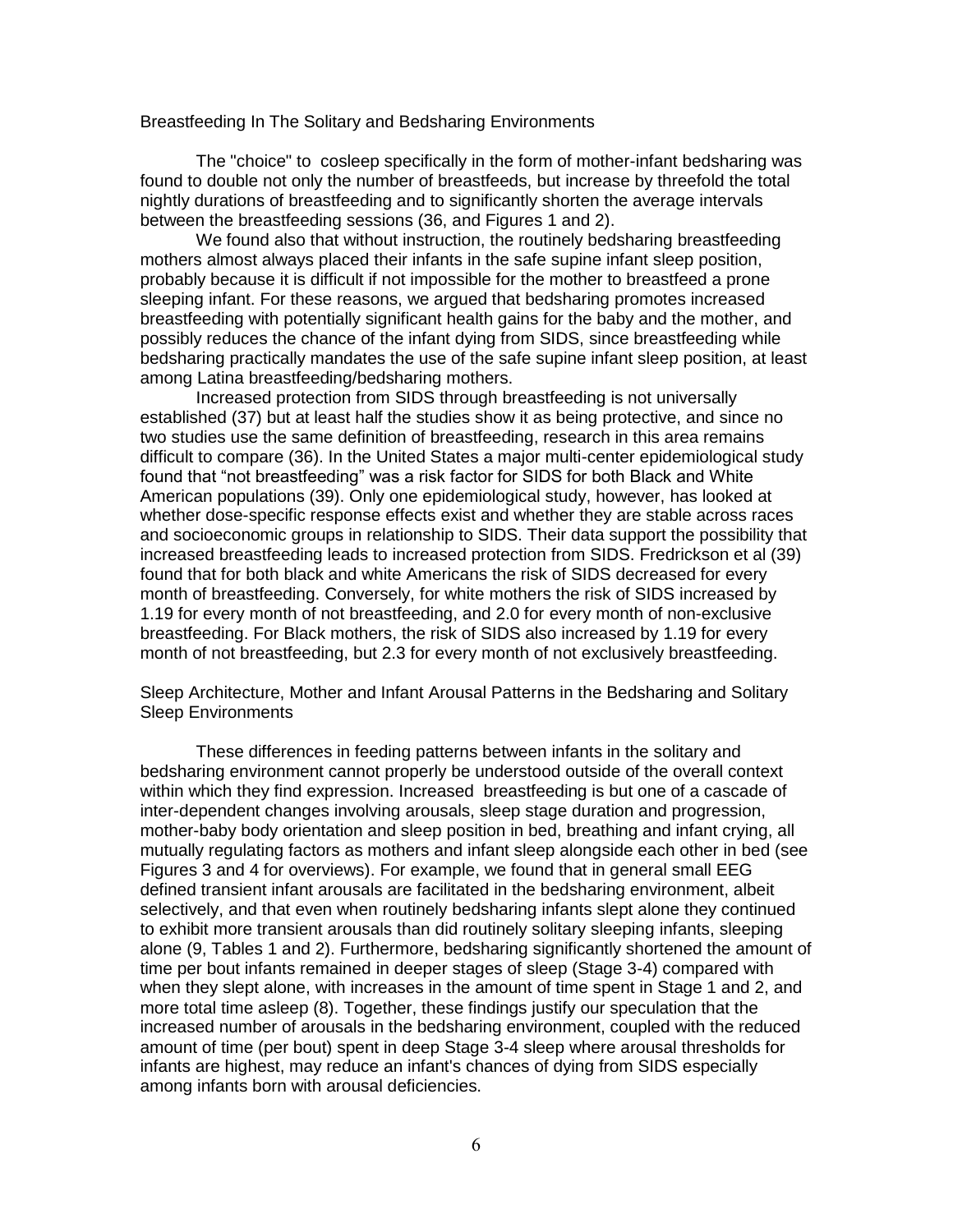## Breastfeeding In The Solitary and Bedsharing Environments

The "choice" to cosleep specifically in the form of mother-infant bedsharing was found to double not only the number of breastfeeds, but increase by threefold the total nightly durations of breastfeeding and to significantly shorten the average intervals between the breastfeeding sessions (36, and Figures 1 and 2).

We found also that without instruction, the routinely bedsharing breastfeeding mothers almost always placed their infants in the safe supine infant sleep position, probably because it is difficult if not impossible for the mother to breastfeed a prone sleeping infant. For these reasons, we argued that bedsharing promotes increased breastfeeding with potentially significant health gains for the baby and the mother, and possibly reduces the chance of the infant dying from SIDS, since breastfeeding while bedsharing practically mandates the use of the safe supine infant sleep position, at least among Latina breastfeeding/bedsharing mothers.

Increased protection from SIDS through breastfeeding is not universally established (37) but at least half the studies show it as being protective, and since no two studies use the same definition of breastfeeding, research in this area remains difficult to compare (36). In the United States a major multi-center epidemiological study found that "not breastfeeding" was a risk factor for SIDS for both Black and White American populations (39). Only one epidemiological study, however, has looked at whether dose-specific response effects exist and whether they are stable across races and socioeconomic groups in relationship to SIDS. Their data support the possibility that increased breastfeeding leads to increased protection from SIDS. Fredrickson et al (39) found that for both black and white Americans the risk of SIDS decreased for every month of breastfeeding. Conversely, for white mothers the risk of SIDS increased by 1.19 for every month of not breastfeeding, and 2.0 for every month of non-exclusive breastfeeding. For Black mothers, the risk of SIDS also increased by 1.19 for every month of not breastfeeding, but 2.3 for every month of not exclusively breastfeeding.

## Sleep Architecture, Mother and Infant Arousal Patterns in the Bedsharing and Solitary Sleep Environments

These differences in feeding patterns between infants in the solitary and bedsharing environment cannot properly be understood outside of the overall context within which they find expression. Increased breastfeeding is but one of a cascade of inter-dependent changes involving arousals, sleep stage duration and progression, mother-baby body orientation and sleep position in bed, breathing and infant crying, all mutually regulating factors as mothers and infant sleep alongside each other in bed (see Figures 3 and 4 for overviews). For example, we found that in general small EEG defined transient infant arousals are facilitated in the bedsharing environment, albeit selectively, and that even when routinely bedsharing infants slept alone they continued to exhibit more transient arousals than did routinely solitary sleeping infants, sleeping alone (9, Tables 1 and 2). Furthermore, bedsharing significantly shortened the amount of time per bout infants remained in deeper stages of sleep (Stage 3-4) compared with when they slept alone, with increases in the amount of time spent in Stage 1 and 2, and more total time asleep (8). Together, these findings justify our speculation that the increased number of arousals in the bedsharing environment, coupled with the reduced amount of time (per bout) spent in deep Stage 3-4 sleep where arousal thresholds for infants are highest, may reduce an infant's chances of dying from SIDS especially among infants born with arousal deficiencies.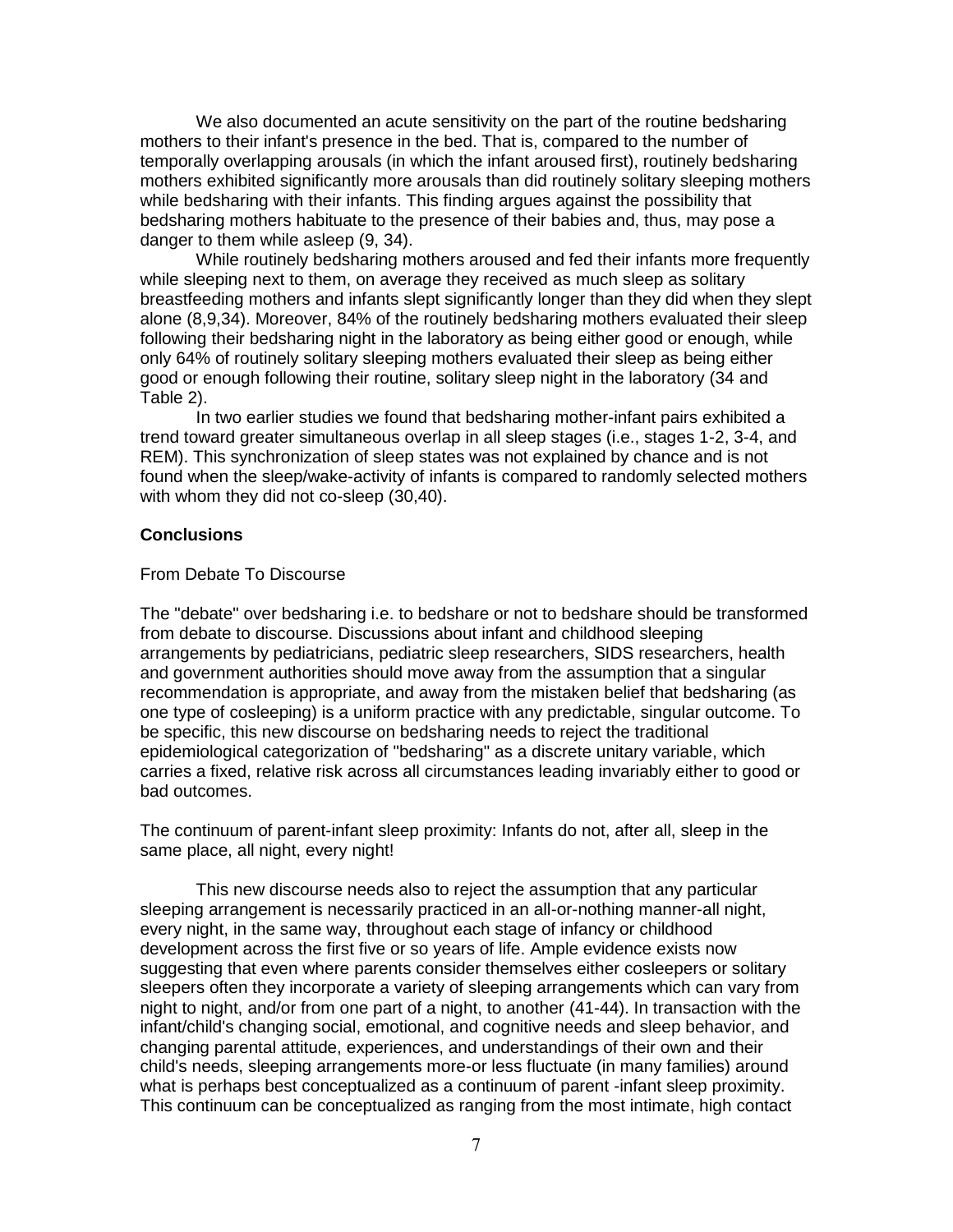We also documented an acute sensitivity on the part of the routine bedsharing mothers to their infant's presence in the bed. That is, compared to the number of temporally overlapping arousals (in which the infant aroused first), routinely bedsharing mothers exhibited significantly more arousals than did routinely solitary sleeping mothers while bedsharing with their infants. This finding argues against the possibility that bedsharing mothers habituate to the presence of their babies and, thus, may pose a danger to them while asleep (9, 34).

While routinely bedsharing mothers aroused and fed their infants more frequently while sleeping next to them, on average they received as much sleep as solitary breastfeeding mothers and infants slept significantly longer than they did when they slept alone (8,9,34). Moreover, 84% of the routinely bedsharing mothers evaluated their sleep following their bedsharing night in the laboratory as being either good or enough, while only 64% of routinely solitary sleeping mothers evaluated their sleep as being either good or enough following their routine, solitary sleep night in the laboratory (34 and Table 2).

In two earlier studies we found that bedsharing mother-infant pairs exhibited a trend toward greater simultaneous overlap in all sleep stages (i.e., stages 1-2, 3-4, and REM). This synchronization of sleep states was not explained by chance and is not found when the sleep/wake-activity of infants is compared to randomly selected mothers with whom they did not co-sleep (30,40).

## Conclusions

From Debate To Discourse

The "debate" over bedsharing i.e. to bedshare or not to bedshare should be transformed from debate to discourse. Discussions about infant and childhood sleeping arrangements by pediatricians, pediatric sleep researchers, SIDS researchers, health and government authorities should move away from the assumption that a singular recommendation is appropriate, and away from the mistaken belief that bedsharing (as one type of cosleeping) is a uniform practice with any predictable, singular outcome. To be specific, this new discourse on bedsharing needs to reject the traditional epidemiological categorization of "bedsharing" as a discrete unitary variable, which carries a fixed, relative risk across all circumstances leading invariably either to good or bad outcomes.

The continuum of parent-infant sleep proximity: Infants do not, after all, sleep in the same place, all night, every night!

This new discourse needs also to reject the assumption that any particular sleeping arrangement is necessarily practiced in an all-or-nothing manner-all night, every night, in the same way, throughout each stage of infancy or childhood development across the first five or so years of life. Ample evidence exists now suggesting that even where parents consider themselves either cosleepers or solitary sleepers often they incorporate a variety of sleeping arrangements which can vary from night to night, and/or from one part of a night, to another (41-44). In transaction with the infant/child's changing social, emotional, and cognitive needs and sleep behavior, and changing parental attitude, experiences, and understandings of their own and their child's needs, sleeping arrangements more-or less fluctuate (in many families) around what is perhaps best conceptualized as a continuum of parent -infant sleep proximity. This continuum can be conceptualized as ranging from the most intimate, high contact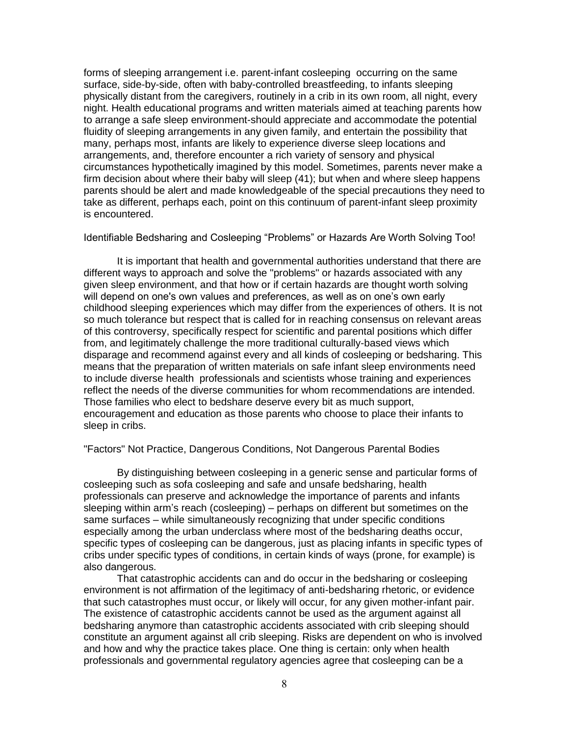forms of sleeping arrangement i.e. parent-infant cosleeping occurring on the same surface, side-by-side, often with baby-controlled breastfeeding, to infants sleeping physically distant from the caregivers, routinely in a crib in its own room, all night, every night. Health educational programs and written materials aimed at teaching parents how to arrange a safe sleep environment-should appreciate and accommodate the potential fluidity of sleeping arrangements in any given family, and entertain the possibility that many, perhaps most, infants are likely to experience diverse sleep locations and arrangements, and, therefore encounter a rich variety of sensory and physical circumstances hypothetically imagined by this model. Sometimes, parents never make a firm decision about where their baby will sleep (41); but when and where sleep happens parents should be alert and made knowledgeable of the special precautions they need to take as different, perhaps each, point on this continuum of parent-infant sleep proximity is encountered.

## Identifiable Bedsharing and Cosleeping "Problems" or Hazards Are Worth Solving Too!

It is important that health and governmental authorities understand that there are different ways to approach and solve the "problems" or hazards associated with any given sleep environment, and that how or if certain hazards are thought worth solving will depend on one's own values and preferences, as well as on one's own early childhood sleeping experiences which may differ from the experiences of others. It is not so much tolerance but respect that is called for in reaching consensus on relevant areas of this controversy, specifically respect for scientific and parental positions which differ from, and legitimately challenge the more traditional culturally-based views which disparage and recommend against every and all kinds of cosleeping or bedsharing. This means that the preparation of written materials on safe infant sleep environments need to include diverse health professionals and scientists whose training and experiences reflect the needs of the diverse communities for whom recommendations are intended. Those families who elect to bedshare deserve every bit as much support, encouragement and education as those parents who choose to place their infants to sleep in cribs.

## "Factors" Not Practice, Dangerous Conditions, Not Dangerous Parental Bodies

By distinguishing between cosleeping in a generic sense and particular forms of cosleeping such as sofa cosleeping and safe and unsafe bedsharing, health professionals can preserve and acknowledge the importance of parents and infants sleeping within arm's reach (cosleeping) – perhaps on different but sometimes on the same surfaces – while simultaneously recognizing that under specific conditions especially among the urban underclass where most of the bedsharing deaths occur, specific types of cosleeping can be dangerous, just as placing infants in specific types of cribs under specific types of conditions, in certain kinds of ways (prone, for example) is also dangerous.

That catastrophic accidents can and do occur in the bedsharing or cosleeping environment is not affirmation of the legitimacy of anti-bedsharing rhetoric, or evidence that such catastrophes must occur, or likely will occur, for any given mother-infant pair. The existence of catastrophic accidents cannot be used as the argument against all bedsharing anymore than catastrophic accidents associated with crib sleeping should constitute an argument against all crib sleeping. Risks are dependent on who is involved and how and why the practice takes place. One thing is certain: only when health professionals and governmental regulatory agencies agree that cosleeping can be a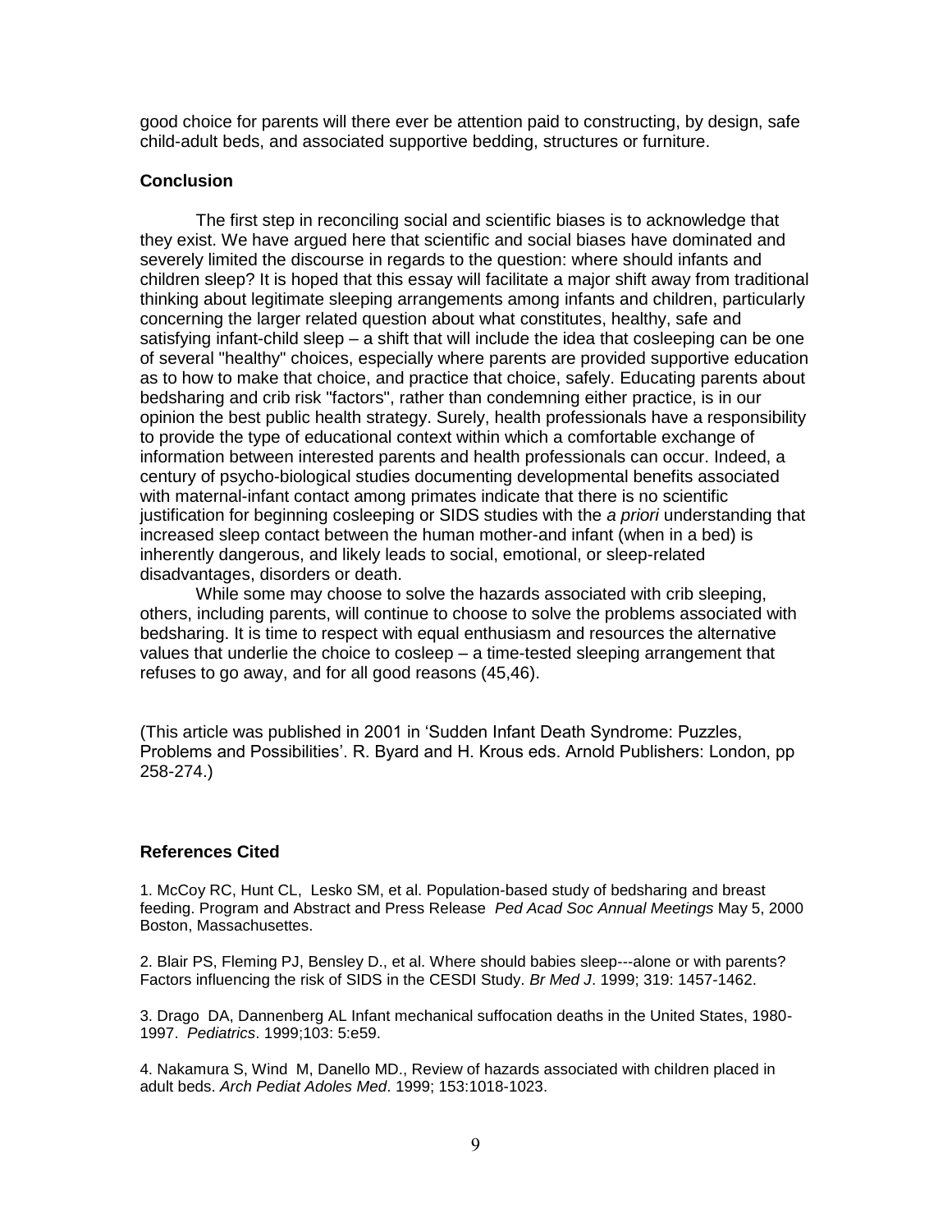good choice for parents will there ever be attention paid to constructing, by design, safe child-adult beds, and associated supportive bedding, structures or furniture.

### Conclusion

The first step in reconciling social and scientific biases is to acknowledge that they exist. We have argued here that scientific and social biases have dominated and severely limited the discourse in regards to the question: where should infants and children sleep? It is hoped that this essay will facilitate a major shift away from traditional thinking about legitimate sleeping arrangements among infants and children, particularly concerning the larger related question about what constitutes, healthy, safe and satisfying infant-child sleep – a shift that will include the idea that cosleeping can be one of several "healthy" choices, especially where parents are provided supportive education as to how to make that choice, and practice that choice, safely. Educating parents about bedsharing and crib risk "factors", rather than condemning either practice, is in our opinion the best public health strategy. Surely, health professionals have a responsibility to provide the type of educational context within which a comfortable exchange of information between interested parents and health professionals can occur. Indeed, a century of psycho-biological studies documenting developmental benefits associated with maternal-infant contact among primates indicate that there is no scientific justification for beginning cosleeping or SIDS studies with the *a priori* understanding that increased sleep contact between the human mother-and infant (when in a bed) is inherently dangerous, and likely leads to social, emotional, or sleep-related disadvantages, disorders or death.

While some may choose to solve the hazards associated with crib sleeping, others, including parents, will continue to choose to solve the problems associated with bedsharing. It is time to respect with equal enthusiasm and resources the alternative values that underlie the choice to cosleep – a time-tested sleeping arrangement that refuses to go away, and for all good reasons (45,46).

(This article was published in 2001 in 'Sudden Infant Death Syndrome: Puzzles, Problems and Possibilities'. R. Byard and H. Krous eds. Arnold Publishers: London, pp 258-274.)

### References Cited

1. McCoy RC, Hunt CL, Lesko SM, et al. Population-based study of bedsharing and breast feeding. Program and Abstract and Press Release *Ped Acad Soc Annual Meetings* May 5, 2000 Boston, Massachusettes.

2. Blair PS, Fleming PJ, Bensley D., et al. Where should babies sleep---alone or with parents? Factors influencing the risk of SIDS in the CESDI Study. *Br Med J*. 1999; 319: 1457-1462.

3. Drago DA, Dannenberg AL Infant mechanical suffocation deaths in the United States, 1980-1997. *Pediatrics*. 1999;103: 5:e59.

4. Nakamura S, Wind M, Danello MD., Review of hazards associated with children placed in adult beds. *Arch Pediat Adoles Med*. 1999; 153:1018-1023.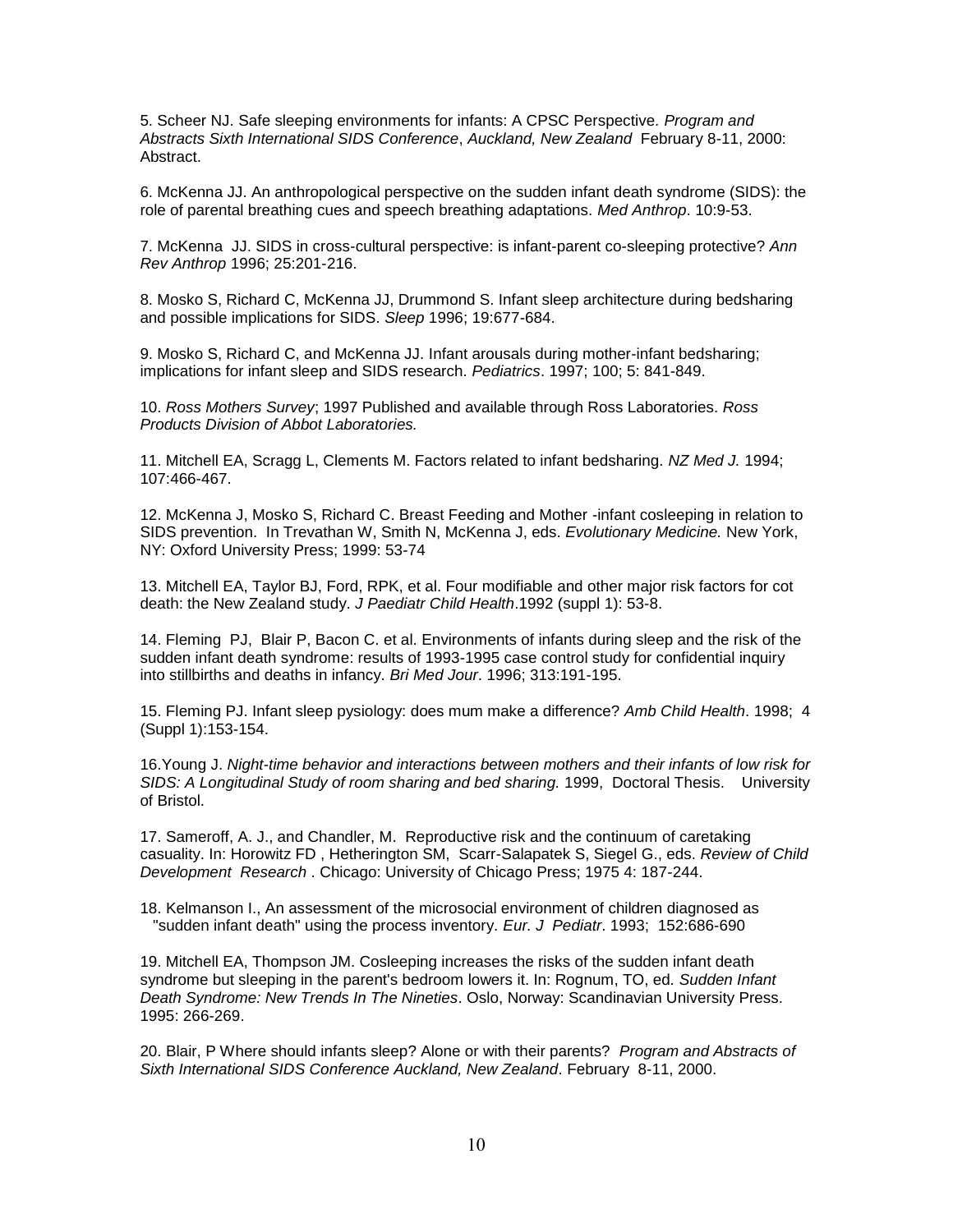5. Scheer NJ. Safe sleeping environments for infants: A CPSC Perspective. *Program and Abstracts Sixth International SIDS Conference*, *Auckland, New Zealand* February 8-11, 2000: Abstract.

6. McKenna JJ. An anthropological perspective on the sudden infant death syndrome (SIDS): the role of parental breathing cues and speech breathing adaptations. *Med Anthrop*. 10:9-53.

7. McKenna JJ. SIDS in cross-cultural perspective: is infant-parent co-sleeping protective? *Ann Rev Anthrop* 1996; 25:201-216.

8. Mosko S, Richard C, McKenna JJ, Drummond S. Infant sleep architecture during bedsharing and possible implications for SIDS. *Sleep* 1996; 19:677-684.

9. Mosko S, Richard C, and McKenna JJ. Infant arousals during mother-infant bedsharing; implications for infant sleep and SIDS research. *Pediatrics*. 1997; 100; 5: 841-849.

10. *Ross Mothers Survey*; 1997 Published and available through Ross Laboratories. *Ross Products Division of Abbot Laboratories.*

11. Mitchell EA, Scragg L, Clements M. Factors related to infant bedsharing. *NZ Med J.* 1994; 107:466-467.

12. McKenna J, Mosko S, Richard C. Breast Feeding and Mother -infant cosleeping in relation to SIDS prevention. In Trevathan W, Smith N, McKenna J, eds. *Evolutionary Medicine.* New York, NY: Oxford University Press; 1999: 53-74

13. Mitchell EA, Taylor BJ, Ford, RPK, et al. Four modifiable and other major risk factors for cot death: the New Zealand study. *J Paediatr Child Health*.1992 (suppl 1): 53-8.

14. Fleming PJ, Blair P, Bacon C. et al. Environments of infants during sleep and the risk of the sudden infant death syndrome: results of 1993-1995 case control study for confidential inquiry into stillbirths and deaths in infancy. *Bri Med Jour*. 1996; 313:191-195.

15. Fleming PJ. Infant sleep pysiology: does mum make a difference? *Amb Child Health*. 1998; 4 (Suppl 1):153-154.

16.Young J. *Night-time behavior and interactions between mothers and their infants of low risk for SIDS: A Longitudinal Study of room sharing and bed sharing.* 1999, Doctoral Thesis. University of Bristol.

17. Sameroff, A. J., and Chandler, M. Reproductive risk and the continuum of caretaking casuality. In: Horowitz FD , Hetherington SM, Scarr-Salapatek S, Siegel G., eds. *Review of Child Development Research* . Chicago: University of Chicago Press; 1975 4: 187-244.

18. Kelmanson I., An assessment of the microsocial environment of children diagnosed as "sudden infant death" using the process inventory. *Eur. J Pediatr*. 1993; 152:686-690

19. Mitchell EA, Thompson JM. Cosleeping increases the risks of the sudden infant death syndrome but sleeping in the parent's bedroom lowers it. In: Rognum, TO, ed. *Sudden Infant Death Syndrome: New Trends In The Nineties*. Oslo, Norway: Scandinavian University Press. 1995: 266-269.

20. Blair, P Where should infants sleep? Alone or with their parents? *Program and Abstracts of Sixth International SIDS Conference Auckland, New Zealand*. February 8-11, 2000.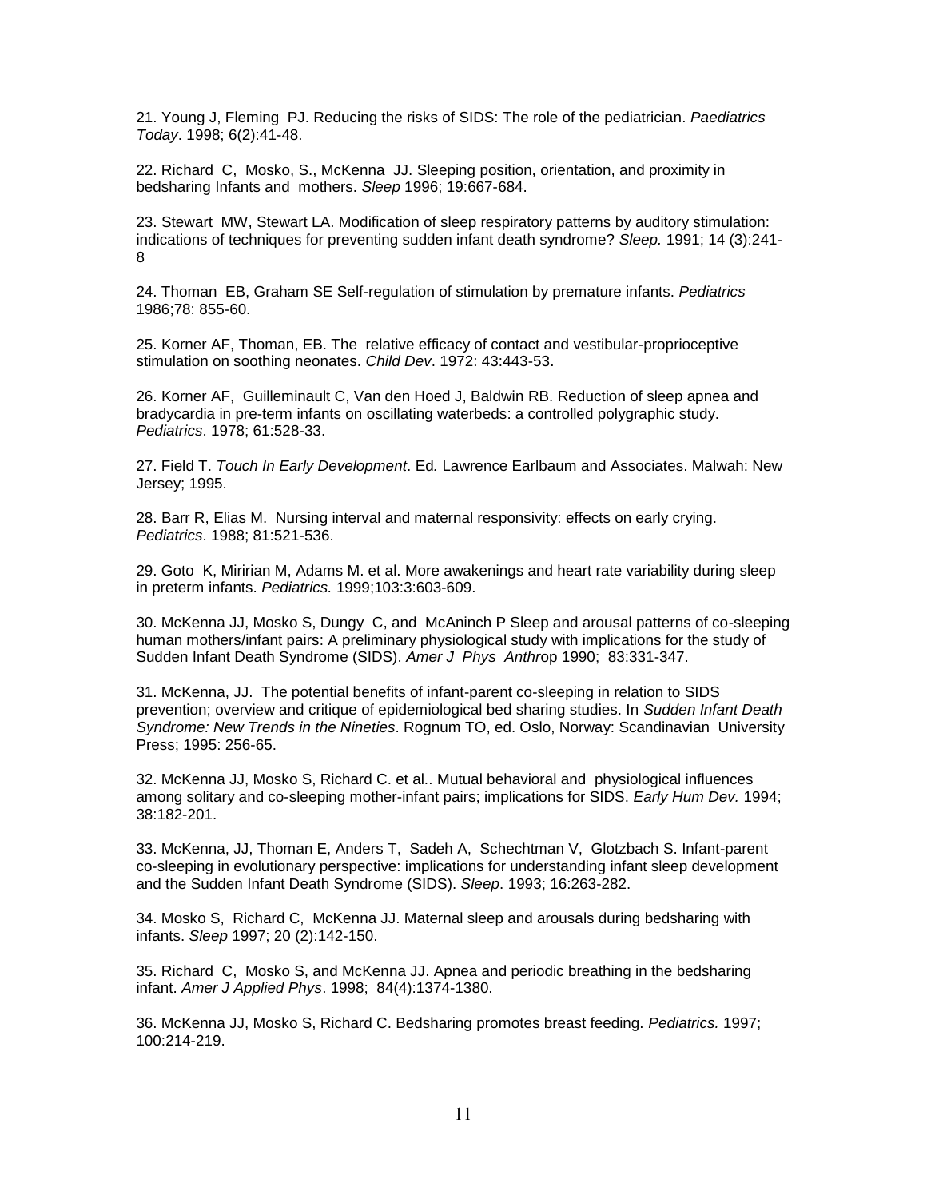21. Young J, Fleming PJ. Reducing the risks of SIDS: The role of the pediatrician. *Paediatrics Today*. 1998; 6(2):41-48.

22. Richard C, Mosko, S., McKenna JJ. Sleeping position, orientation, and proximity in bedsharing Infants and mothers. *Sleep* 1996; 19:667-684.

23. Stewart MW, Stewart LA. Modification of sleep respiratory patterns by auditory stimulation: indications of techniques for preventing sudden infant death syndrome? *Sleep.* 1991; 14 (3):241-8

24. Thoman EB, Graham SE Self-regulation of stimulation by premature infants. *Pediatrics* 1986;78: 855-60.

25. Korner AF, Thoman, EB. The relative efficacy of contact and vestibular-proprioceptive stimulation on soothing neonates. *Child Dev*. 1972: 43:443-53.

26. Korner AF, Guilleminault C, Van den Hoed J, Baldwin RB. Reduction of sleep apnea and bradycardia in pre-term infants on oscillating waterbeds: a controlled polygraphic study. *Pediatrics*. 1978; 61:528-33.

27. Field T. *Touch In Early Development*. Ed*.* Lawrence Earlbaum and Associates. Malwah: New Jersey; 1995.

28. Barr R, Elias M. Nursing interval and maternal responsivity: effects on early crying. *Pediatrics*. 1988; 81:521-536.

29. Goto K, Miririan M, Adams M. et al. More awakenings and heart rate variability during sleep in preterm infants. *Pediatrics.* 1999;103:3:603-609.

30. McKenna JJ, Mosko S, Dungy C, and McAninch P Sleep and arousal patterns of co-sleeping human mothers/infant pairs: A preliminary physiological study with implications for the study of Sudden Infant Death Syndrome (SIDS). *Amer J Phys Anthr*op 1990; 83:331-347.

31. McKenna, JJ. The potential benefits of infant-parent co-sleeping in relation to SIDS prevention; overview and critique of epidemiological bed sharing studies. In *Sudden Infant Death Syndrome: New Trends in the Nineties*. Rognum TO, ed. Oslo, Norway: Scandinavian University Press; 1995: 256-65.

32. McKenna JJ, Mosko S, Richard C. et al.. Mutual behavioral and physiological influences among solitary and co-sleeping mother-infant pairs; implications for SIDS. *Early Hum Dev.* 1994; 38:182-201.

33. McKenna, JJ, Thoman E, Anders T, Sadeh A, Schechtman V, Glotzbach S. Infant-parent co-sleeping in evolutionary perspective: implications for understanding infant sleep development and the Sudden Infant Death Syndrome (SIDS). *Sleep*. 1993; 16:263-282.

34. Mosko S, Richard C, McKenna JJ. Maternal sleep and arousals during bedsharing with infants. *Sleep* 1997; 20 (2):142-150.

35. Richard C, Mosko S, and McKenna JJ. Apnea and periodic breathing in the bedsharing infant. *Amer J Applied Phys*. 1998; 84(4):1374-1380.

36. McKenna JJ, Mosko S, Richard C. Bedsharing promotes breast feeding. *Pediatrics.* 1997; 100:214-219.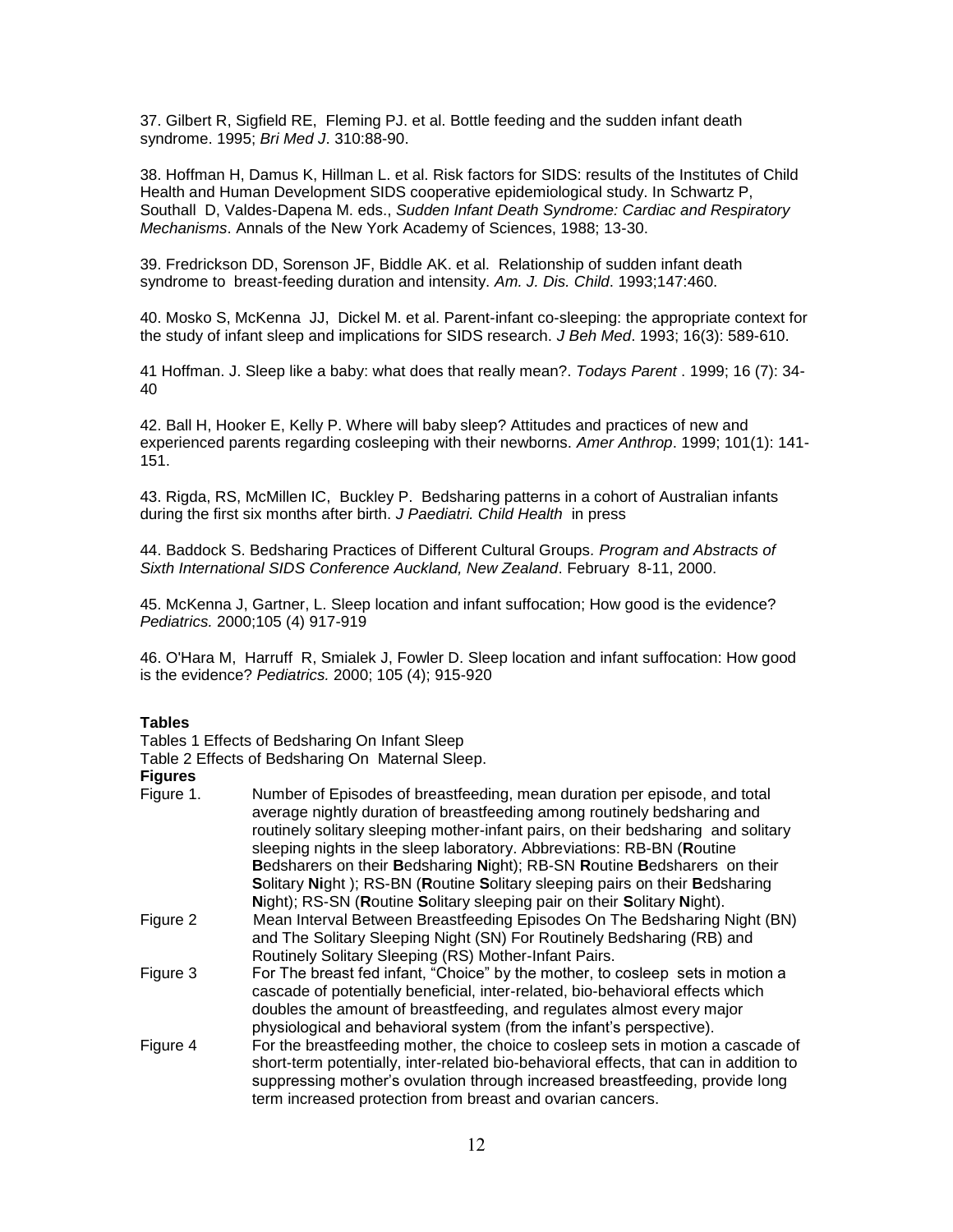37. Gilbert R, Sigfield RE, Fleming PJ. et al. Bottle feeding and the sudden infant death syndrome. 1995; *Bri Med J*. 310:88-90.

38. Hoffman H, Damus K, Hillman L. et al. Risk factors for SIDS: results of the Institutes of Child Health and Human Development SIDS cooperative epidemiological study. In Schwartz P, Southall D, Valdes-Dapena M. eds., *Sudden Infant Death Syndrome: Cardiac and Respiratory Mechanisms*. Annals of the New York Academy of Sciences, 1988; 13-30.

39. Fredrickson DD, Sorenson JF, Biddle AK. et al. Relationship of sudden infant death syndrome to breast-feeding duration and intensity. *Am. J. Dis. Child*. 1993;147:460.

40. Mosko S, McKenna JJ, Dickel M. et al. Parent-infant co-sleeping: the appropriate context for the study of infant sleep and implications for SIDS research. *J Beh Med*. 1993; 16(3): 589-610.

41 Hoffman. J. Sleep like a baby: what does that really mean?. *Todays Parent* . 1999; 16 (7): 34-40

42. Ball H, Hooker E, Kelly P. Where will baby sleep? Attitudes and practices of new and experienced parents regarding cosleeping with their newborns. *Amer Anthrop*. 1999; 101(1): 141-151.

43. Rigda, RS, McMillen IC, Buckley P. Bedsharing patterns in a cohort of Australian infants during the first six months after birth. *J Paediatri. Child Health* in press

44. Baddock S. Bedsharing Practices of Different Cultural Groups. *Program and Abstracts of Sixth International SIDS Conference Auckland, New Zealand*. February 8-11, 2000.

45. McKenna J, Gartner, L. Sleep location and infant suffocation; How good is the evidence? *Pediatrics.* 2000;105 (4) 917-919

46. O'Hara M, Harruff R, Smialek J, Fowler D. Sleep location and infant suffocation: How good is the evidence? *Pediatrics.* 2000; 105 (4); 915-920

**Tables**

Tables 1 Effects of Bedsharing On Infant Sleep

Table 2 Effects of Bedsharing On Maternal Sleep.

**Figures**

Figure 1. Number of Episodes of breastfeeding, mean duration per episode, and total average nightly duration of breastfeeding among routinely bedsharing and routinely solitary sleeping mother-infant pairs, on their bedsharing and solitary sleeping nights in the sleep laboratory. Abbreviations: RB-BN (**R**outine **B**edsharers on their **B**edsharing **N**ight); RB-SN **R**outine **B**edsharers on their **S**olitary **Ni**ght ); RS-BN (**R**outine **S**olitary sleeping pairs on their **B**edsharing **N**ight); RS-SN (**R**outine **S**olitary sleeping pair on their **S**olitary **N**ight).

Figure 2 Mean Interval Between Breastfeeding Episodes On The Bedsharing Night (BN) and The Solitary Sleeping Night (SN) For Routinely Bedsharing (RB) and Routinely Solitary Sleeping (RS) Mother-Infant Pairs.

Figure 3 For The breast fed infant, "Choice" by the mother, to cosleep sets in motion a cascade of potentially beneficial, inter-related, bio-behavioral effects which doubles the amount of breastfeeding, and regulates almost every major physiological and behavioral system (from the infant's perspective).

Figure 4 For the breastfeeding mother, the choice to cosleep sets in motion a cascade of short-term potentially, inter-related bio-behavioral effects, that can in addition to suppressing mother's ovulation through increased breastfeeding, provide long term increased protection from breast and ovarian cancers.